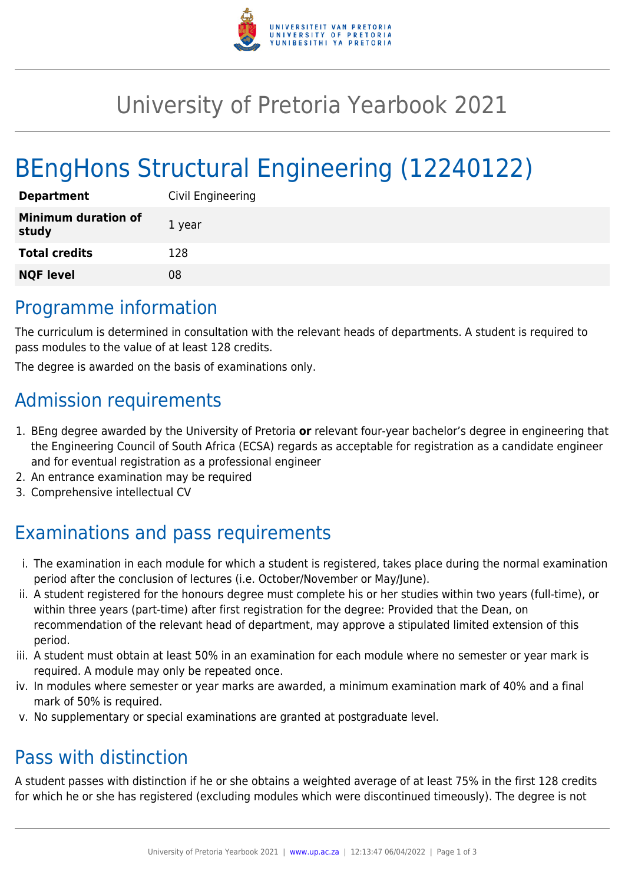# University of Pretoria Yearbook 2021

# BEngHons Structural Engineering (12240122)

| **Department** | Civil Engineering |
|---|---|
| **Minimum duration of study** | 1 year |
| **Total credits** | 128 |
| **NQF level** | 08 |

## Programme information

The curriculum is determined in consultation with the relevant heads of departments. A student is required to pass modules to the value of at least 128 credits.

The degree is awarded on the basis of examinations only.

## Admission requirements

1. BEng degree awarded by the University of Pretoria **or** relevant four-year bachelor's degree in engineering that the Engineering Council of South Africa (ECSA) regards as acceptable for registration as a candidate engineer and for eventual registration as a professional engineer
2. An entrance examination may be required
3. Comprehensive intellectual CV

## Examinations and pass requirements

i. The examination in each module for which a student is registered, takes place during the normal examination period after the conclusion of lectures (i.e. October/November or May/June).

ii. A student registered for the honours degree must complete his or her studies within two years (full-time), or within three years (part-time) after first registration for the degree: Provided that the Dean, on recommendation of the relevant head of department, may approve a stipulated limited extension of this period.

iii. A student must obtain at least 50% in an examination for each module where no semester or year mark is required. A module may only be repeated once.

iv. In modules where semester or year marks are awarded, a minimum examination mark of 40% and a final mark of 50% is required.

v. No supplementary or special examinations are granted at postgraduate level.

## Pass with distinction

A student passes with distinction if he or she obtains a weighted average of at least 75% in the first 128 credits for which he or she has registered (excluding modules which were discontinued timeously). The degree is not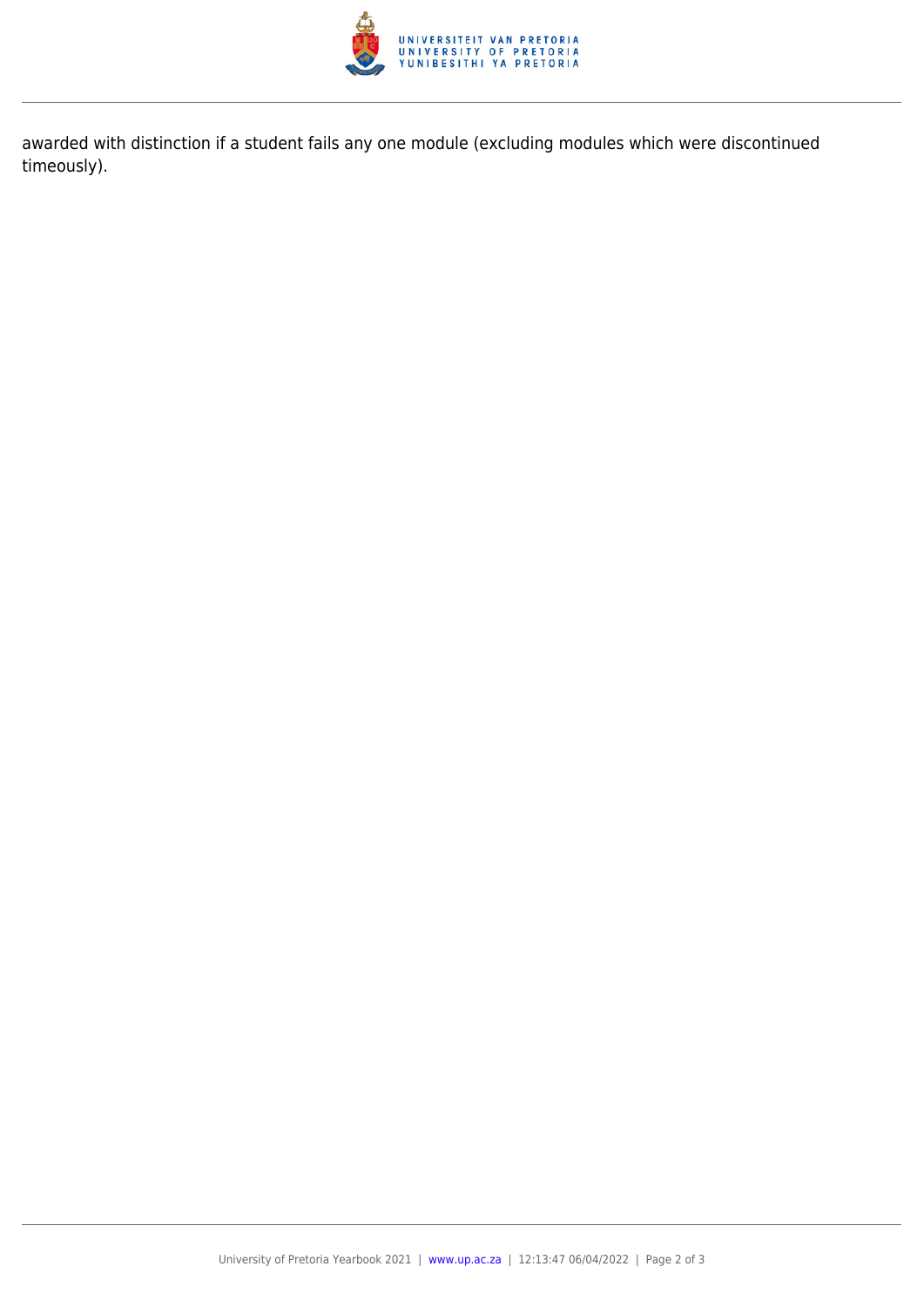awarded with distinction if a student fails any one module (excluding modules which were discontinued timeously).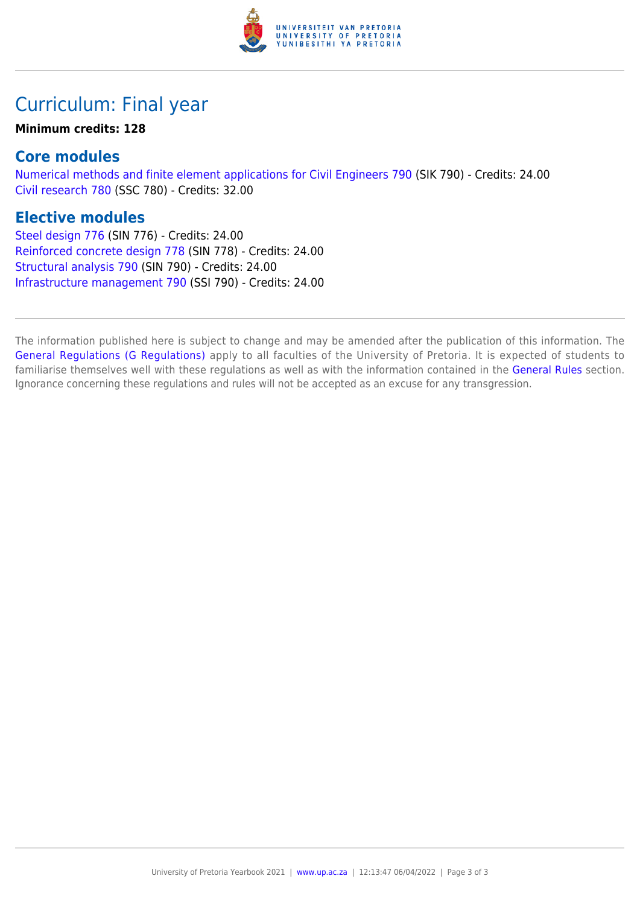# Curriculum: Final year

**Minimum credits: 128**

## Core modules

Numerical methods and finite element applications for Civil Engineers 790 (SIK 790) - Credits: 24.00
Civil research 780 (SSC 780) - Credits: 32.00

## Elective modules

Steel design 776 (SIN 776) - Credits: 24.00
Reinforced concrete design 778 (SIN 778) - Credits: 24.00
Structural analysis 790 (SIN 790) - Credits: 24.00
Infrastructure management 790 (SSI 790) - Credits: 24.00

---

The information published here is subject to change and may be amended after the publication of this information. The General Regulations (G Regulations) apply to all faculties of the University of Pretoria. It is expected of students to familiarise themselves well with these regulations as well as with the information contained in the General Rules section. Ignorance concerning these regulations and rules will not be accepted as an excuse for any transgression.